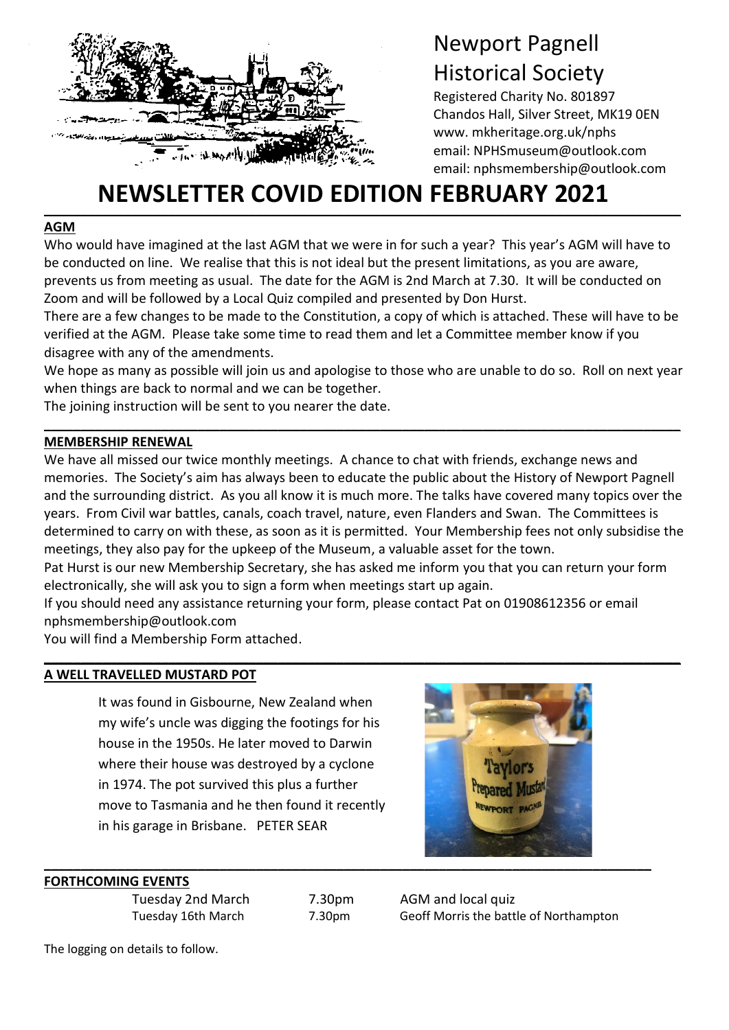# Newport Pagnell Historical Society

Registered Charity No. 801897
Chandos Hall, Silver Street, MK19 0EN
www. mkheritage.org.uk/nphs
email: NPHSmuseum@outlook.com
email: nphsmembership@outlook.com

# NEWSLETTER COVID EDITION FEBRUARY 2021

## AGM

Who would have imagined at the last AGM that we were in for such a year? This year's AGM will have to be conducted on line. We realise that this is not ideal but the present limitations, as you are aware, prevents us from meeting as usual. The date for the AGM is 2nd March at 7.30. It will be conducted on Zoom and will be followed by a Local Quiz compiled and presented by Don Hurst.

There are a few changes to be made to the Constitution, a copy of which is attached. These will have to be verified at the AGM. Please take some time to read them and let a Committee member know if you disagree with any of the amendments.

We hope as many as possible will join us and apologise to those who are unable to do so. Roll on next year when things are back to normal and we can be together.

The joining instruction will be sent to you nearer the date.

## MEMBERSHIP RENEWAL

We have all missed our twice monthly meetings. A chance to chat with friends, exchange news and memories. The Society's aim has always been to educate the public about the History of Newport Pagnell and the surrounding district. As you all know it is much more. The talks have covered many topics over the years. From Civil war battles, canals, coach travel, nature, even Flanders and Swan. The Committees is determined to carry on with these, as soon as it is permitted. Your Membership fees not only subsidise the meetings, they also pay for the upkeep of the Museum, a valuable asset for the town.

Pat Hurst is our new Membership Secretary, she has asked me inform you that you can return your form electronically, she will ask you to sign a form when meetings start up again.

If you should need any assistance returning your form, please contact Pat on 01908612356 or email nphsmembership@outlook.com

You will find a Membership Form attached.

## A WELL TRAVELLED MUSTARD POT

It was found in Gisbourne, New Zealand when my wife's uncle was digging the footings for his house in the 1950s. He later moved to Darwin where their house was destroyed by a cyclone in 1974. The pot survived this plus a further move to Tasmania and he then found it recently in his garage in Brisbane. PETER SEAR

## FORTHCOMING EVENTS

| | | |
|---|---|---|
| Tuesday 2nd March | 7.30pm | AGM and local quiz |
| Tuesday 16th March | 7.30pm | Geoff Morris the battle of Northampton |

The logging on details to follow.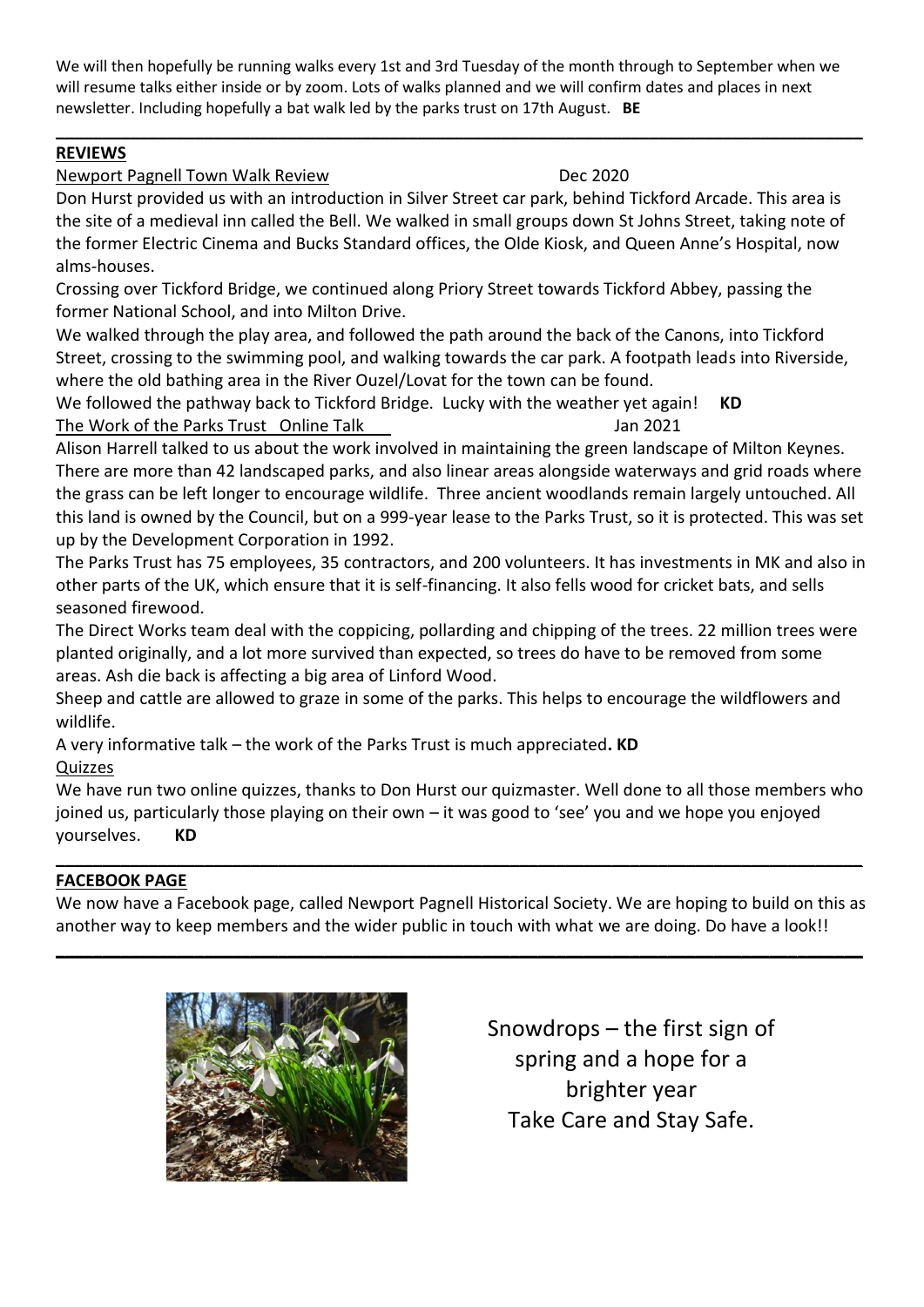We will then hopefully be running walks every 1st and 3rd Tuesday of the month through to September when we will resume talks either inside or by zoom. Lots of walks planned and we will confirm dates and places in next newsletter. Including hopefully a bat walk led by the parks trust on 17th August. **BE**

---

## REVIEWS

Newport Pagnell Town Walk Review — Dec 2020

Don Hurst provided us with an introduction in Silver Street car park, behind Tickford Arcade. This area is the site of a medieval inn called the Bell. We walked in small groups down St Johns Street, taking note of the former Electric Cinema and Bucks Standard offices, the Olde Kiosk, and Queen Anne's Hospital, now alms-houses.

Crossing over Tickford Bridge, we continued along Priory Street towards Tickford Abbey, passing the former National School, and into Milton Drive.

We walked through the play area, and followed the path around the back of the Canons, into Tickford Street, crossing to the swimming pool, and walking towards the car park. A footpath leads into Riverside, where the old bathing area in the River Ouzel/Lovat for the town can be found.

We followed the pathway back to Tickford Bridge. Lucky with the weather yet again! **KD**

The Work of the Parks Trust Online Talk — Jan 2021

Alison Harrell talked to us about the work involved in maintaining the green landscape of Milton Keynes. There are more than 42 landscaped parks, and also linear areas alongside waterways and grid roads where the grass can be left longer to encourage wildlife. Three ancient woodlands remain largely untouched. All this land is owned by the Council, but on a 999-year lease to the Parks Trust, so it is protected. This was set up by the Development Corporation in 1992.

The Parks Trust has 75 employees, 35 contractors, and 200 volunteers. It has investments in MK and also in other parts of the UK, which ensure that it is self-financing. It also fells wood for cricket bats, and sells seasoned firewood.

The Direct Works team deal with the coppicing, pollarding and chipping of the trees. 22 million trees were planted originally, and a lot more survived than expected, so trees do have to be removed from some areas. Ash die back is affecting a big area of Linford Wood.

Sheep and cattle are allowed to graze in some of the parks. This helps to encourage the wildflowers and wildlife.

A very informative talk – the work of the Parks Trust is much appreciated**. KD**

Quizzes

We have run two online quizzes, thanks to Don Hurst our quizmaster. Well done to all those members who joined us, particularly those playing on their own – it was good to 'see' you and we hope you enjoyed yourselves. **KD**

---

## FACEBOOK PAGE

We now have a Facebook page, called Newport Pagnell Historical Society. We are hoping to build on this as another way to keep members and the wider public in touch with what we are doing. Do have a look!!

---

Snowdrops – the first sign of spring and a hope for a brighter year
Take Care and Stay Safe.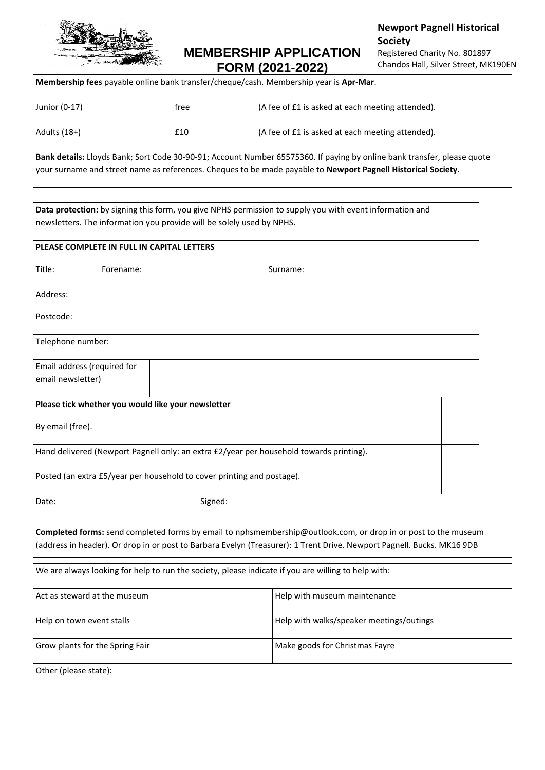**Newport Pagnell Historical Society**
Registered Charity No. 801897
Chandos Hall, Silver Street, MK190EN

# MEMBERSHIP APPLICATION FORM (2021-2022)

**Membership fees** payable online bank transfer/cheque/cash. Membership year is **Apr-Mar**.

| | | |
|---|---|---|
| Junior (0-17) | free | (A fee of £1 is asked at each meeting attended). |
| Adults (18+) | £10 | (A fee of £1 is asked at each meeting attended). |

**Bank details:** Lloyds Bank; Sort Code 30-90-91; Account Number 65575360. If paying by online bank transfer, please quote your surname and street name as references. Cheques to be made payable to **Newport Pagnell Historical Society**.

**Data protection:** by signing this form, you give NPHS permission to supply you with event information and newsletters. The information you provide will be solely used by NPHS.

**PLEASE COMPLETE IN FULL IN CAPITAL LETTERS**

Title: Forename: Surname:

Address:

Postcode:

Telephone number:

| | |
|---|---|
| Email address (required for email newsletter) | |

**Please tick whether you would like your newsletter**

| | |
|---|---|
| By email (free). | |
| Hand delivered (Newport Pagnell only: an extra £2/year per household towards printing). | |
| Posted (an extra £5/year per household to cover printing and postage). | |

Date: Signed:

**Completed forms:** send completed forms by email to nphsmembership@outlook.com, or drop in or post to the museum (address in header). Or drop in or post to Barbara Evelyn (Treasurer): 1 Trent Drive. Newport Pagnell. Bucks. MK16 9DB

We are always looking for help to run the society, please indicate if you are willing to help with:

| | |
|---|---|
| Act as steward at the museum | Help with museum maintenance |
| Help on town event stalls | Help with walks/speaker meetings/outings |
| Grow plants for the Spring Fair | Make goods for Christmas Fayre |

Other (please state):